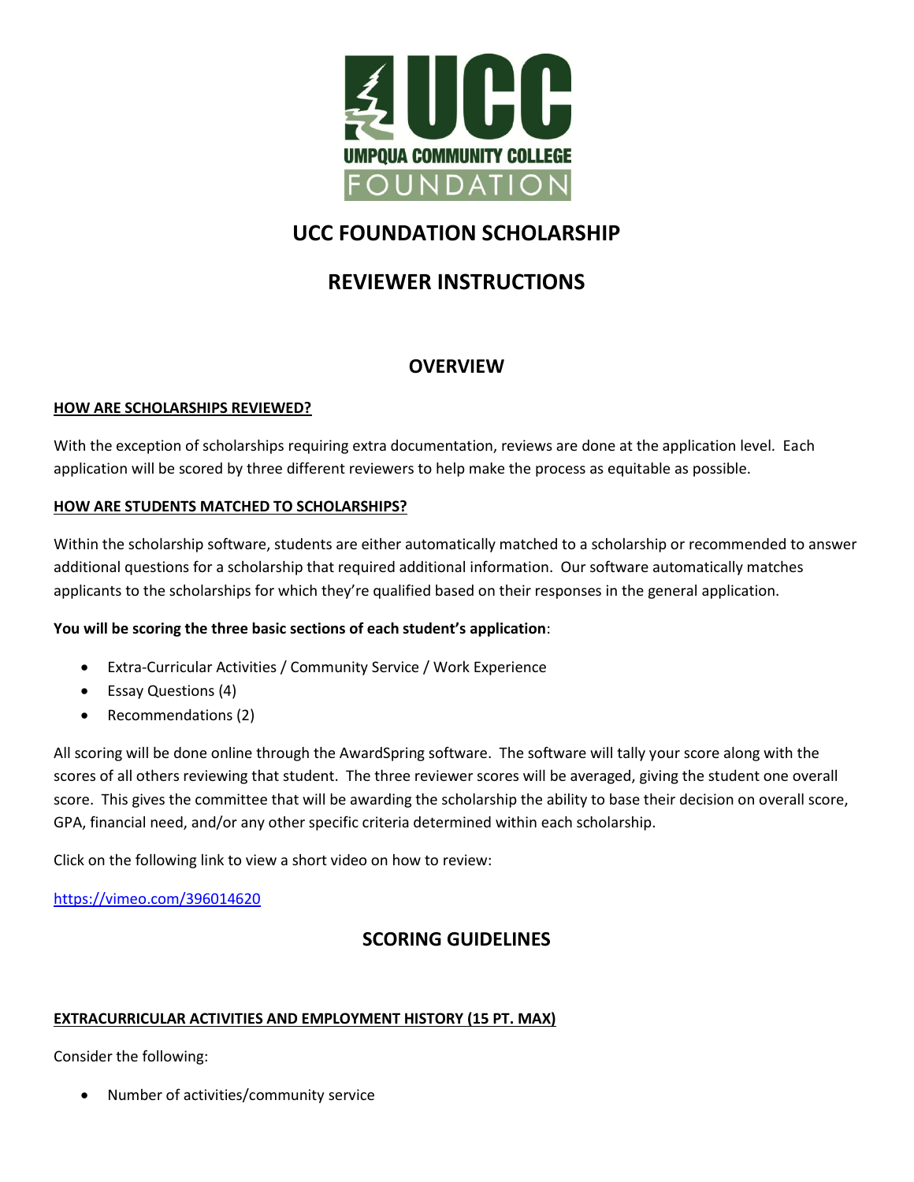UMPQUA COMMUNITY COLLEGE FOUNDATION

# UCC FOUNDATION SCHOLARSHIP

# REVIEWER INSTRUCTIONS

## OVERVIEW

**HOW ARE SCHOLARSHIPS REVIEWED?**

With the exception of scholarships requiring extra documentation, reviews are done at the application level. Each application will be scored by three different reviewers to help make the process as equitable as possible.

**HOW ARE STUDENTS MATCHED TO SCHOLARSHIPS?**

Within the scholarship software, students are either automatically matched to a scholarship or recommended to answer additional questions for a scholarship that required additional information. Our software automatically matches applicants to the scholarships for which they're qualified based on their responses in the general application.

**You will be scoring the three basic sections of each student's application**:

- Extra-Curricular Activities / Community Service / Work Experience
- Essay Questions (4)
- Recommendations (2)

All scoring will be done online through the AwardSpring software. The software will tally your score along with the scores of all others reviewing that student. The three reviewer scores will be averaged, giving the student one overall score. This gives the committee that will be awarding the scholarship the ability to base their decision on overall score, GPA, financial need, and/or any other specific criteria determined within each scholarship.

Click on the following link to view a short video on how to review:

https://vimeo.com/396014620

## SCORING GUIDELINES

**EXTRACURRICULAR ACTIVITIES AND EMPLOYMENT HISTORY (15 PT. MAX)**

Consider the following:

- Number of activities/community service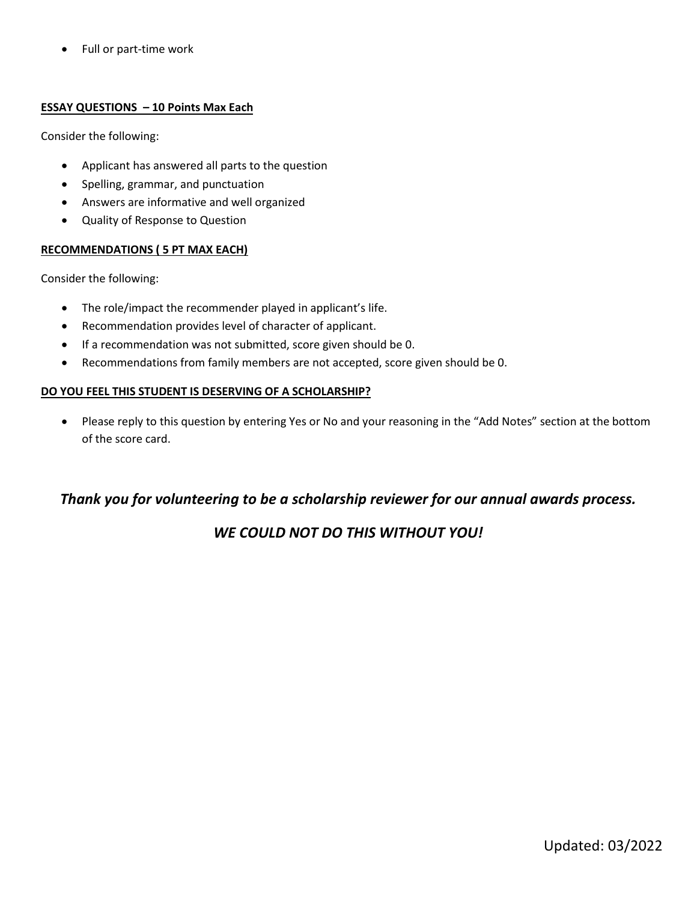- Full or part-time work

**ESSAY QUESTIONS – 10 Points Max Each**

Consider the following:

- Applicant has answered all parts to the question
- Spelling, grammar, and punctuation
- Answers are informative and well organized
- Quality of Response to Question

**RECOMMENDATIONS ( 5 PT MAX EACH)**

Consider the following:

- The role/impact the recommender played in applicant's life.
- Recommendation provides level of character of applicant.
- If a recommendation was not submitted, score given should be 0.
- Recommendations from family members are not accepted, score given should be 0.

**DO YOU FEEL THIS STUDENT IS DESERVING OF A SCHOLARSHIP?**

- Please reply to this question by entering Yes or No and your reasoning in the "Add Notes" section at the bottom of the score card.

***Thank you for volunteering to be a scholarship reviewer for our annual awards process.***

***WE COULD NOT DO THIS WITHOUT YOU!***

Updated: 03/2022